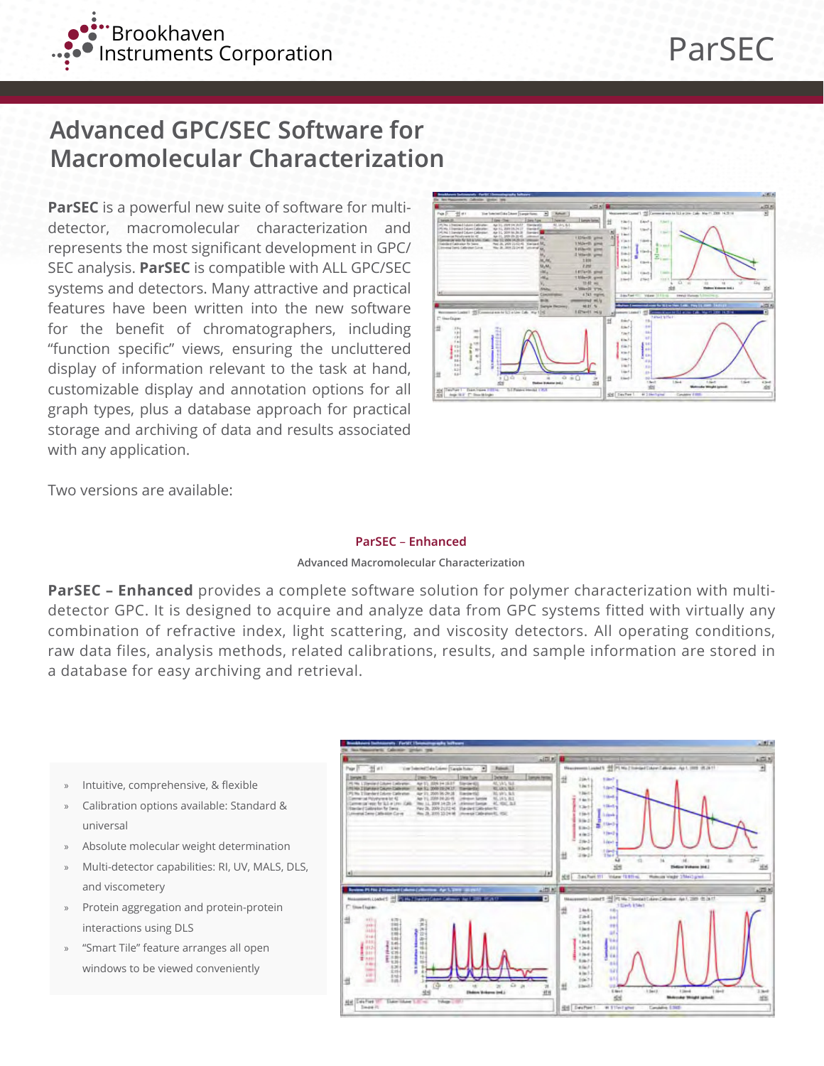# ParSEC

## Advanced GPC/SEC Software for Macromolecular Characterization

**ParSEC** is a powerful new suite of software for multi-detector, macromolecular characterization and represents the most significant development in GPC/SEC analysis. **ParSEC** is compatible with ALL GPC/SEC systems and detectors. Many attractive and practical features have been written into the new software for the benefit of chromatographers, including “function specific” views, ensuring the uncluttered display of information relevant to the task at hand, customizable display and annotation options for all graph types, plus a database approach for practical storage and archiving of data and results associated with any application.

Two versions are available:

### ParSEC – Enhanced

Advanced Macromolecular Characterization

**ParSEC – Enhanced** provides a complete software solution for polymer characterization with multi-detector GPC. It is designed to acquire and analyze data from GPC systems fitted with virtually any combination of refractive index, light scattering, and viscosity detectors. All operating conditions, raw data files, analysis methods, related calibrations, results, and sample information are stored in a database for easy archiving and retrieval.

- Intuitive, comprehensive, & flexible
- Calibration options available: Standard & universal
- Absolute molecular weight determination
- Multi-detector capabilities: RI, UV, MALS, DLS, and viscometery
- Protein aggregation and protein-protein interactions using DLS
- “Smart Tile” feature arranges all open windows to be viewed conveniently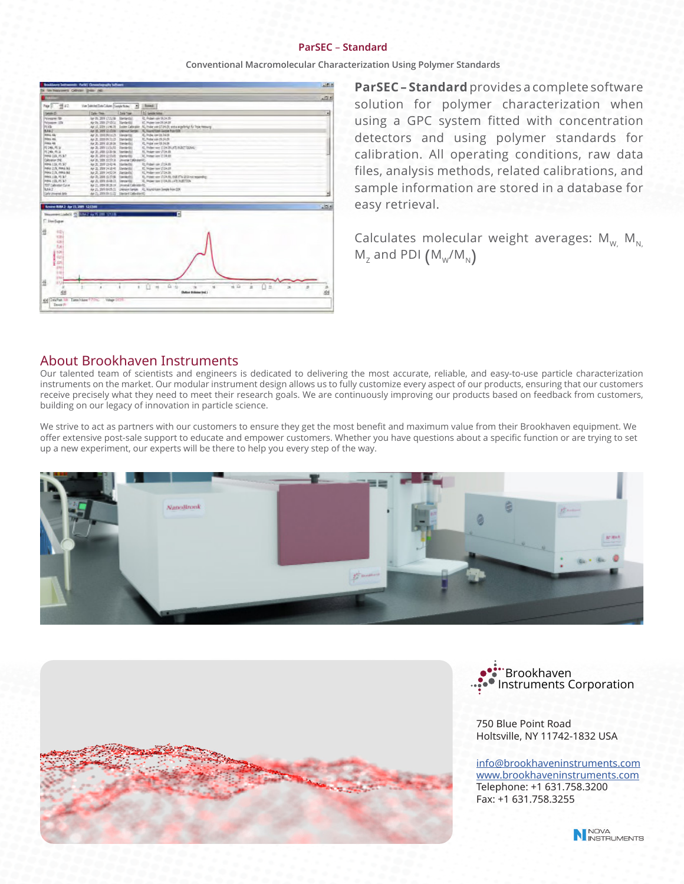## ParSEC – Standard

Conventional Macromolecular Characterization Using Polymer Standards

**ParSEC – Standard** provides a complete software solution for polymer characterization when using a GPC system fitted with concentration detectors and using polymer standards for calibration. All operating conditions, raw data files, analysis methods, related calibrations, and sample information are stored in a database for easy retrieval.

Calculates molecular weight averages: $M_W$, $M_N$, $M_Z$ and PDI ($M_W/M_N$)

## About Brookhaven Instruments

Our talented team of scientists and engineers is dedicated to delivering the most accurate, reliable, and easy-to-use particle characterization instruments on the market. Our modular instrument design allows us to fully customize every aspect of our products, ensuring that our customers receive precisely what they need to meet their research goals. We are continuously improving our products based on feedback from customers, building on our legacy of innovation in particle science.

We strive to act as partners with our customers to ensure they get the most benefit and maximum value from their Brookhaven equipment. We offer extensive post-sale support to educate and empower customers. Whether you have questions about a specific function or are trying to set up a new experiment, our experts will be there to help you every step of the way.

Brookhaven Instruments Corporation

750 Blue Point Road
Holtsville, NY 11742-1832 USA

info@brookhaveninstruments.com
www.brookhaveninstruments.com
Telephone: +1 631.758.3200
Fax: +1 631.758.3255

NOVA INSTRUMENTS